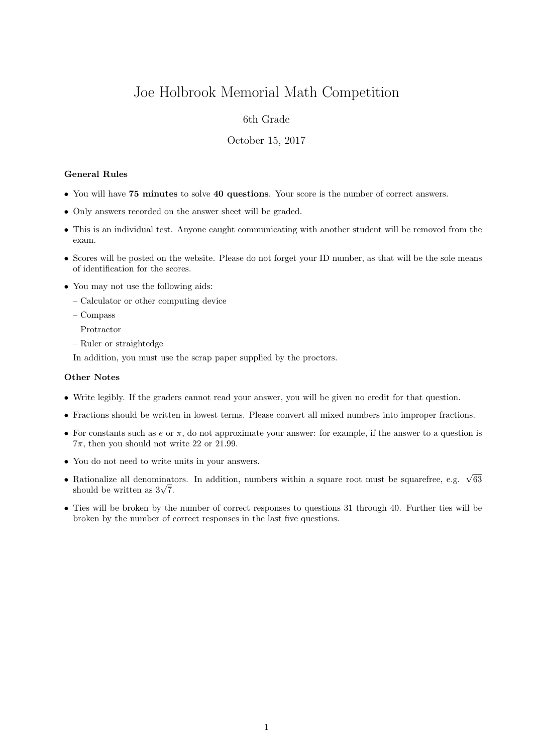# Joe Holbrook Memorial Math Competition

6th Grade

October 15, 2017

**General Rules**

- You will have **75 minutes** to solve **40 questions**. Your score is the number of correct answers.
- Only answers recorded on the answer sheet will be graded.
- This is an individual test. Anyone caught communicating with another student will be removed from the exam.
- Scores will be posted on the website. Please do not forget your ID number, as that will be the sole means of identification for the scores.
- You may not use the following aids:
  - Calculator or other computing device
  - Compass
  - Protractor
  - Ruler or straightedge

  In addition, you must use the scrap paper supplied by the proctors.

**Other Notes**

- Write legibly. If the graders cannot read your answer, you will be given no credit for that question.
- Fractions should be written in lowest terms. Please convert all mixed numbers into improper fractions.
- For constants such as $e$ or $\pi$, do not approximate your answer: for example, if the answer to a question is $7\pi$, then you should not write 22 or 21.99.
- You do not need to write units in your answers.
- Rationalize all denominators. In addition, numbers within a square root must be squarefree, e.g. $\sqrt{63}$ should be written as $3\sqrt{7}$.
- Ties will be broken by the number of correct responses to questions 31 through 40. Further ties will be broken by the number of correct responses in the last five questions.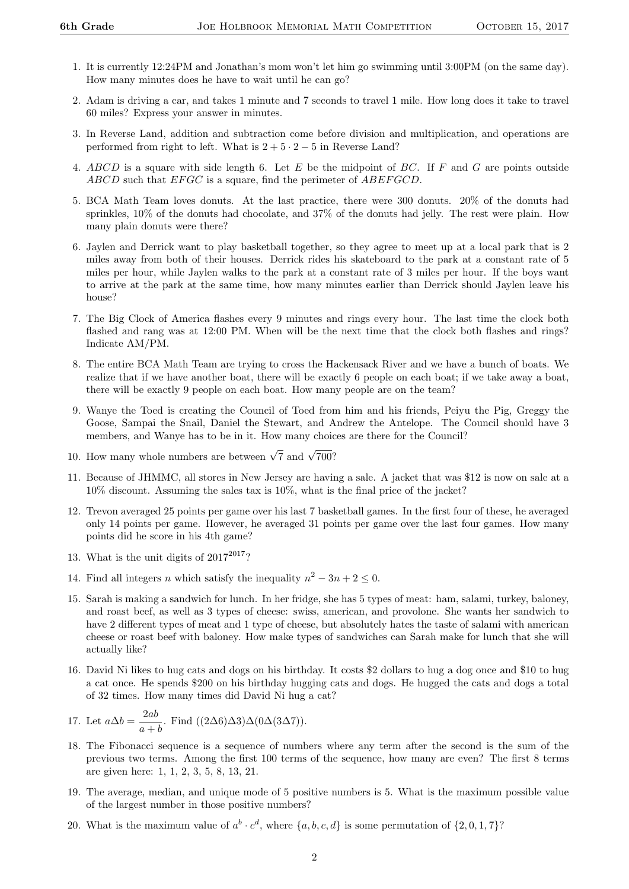1. It is currently 12:24PM and Jonathan's mom won't let him go swimming until 3:00PM (on the same day). How many minutes does he have to wait until he can go?

2. Adam is driving a car, and takes 1 minute and 7 seconds to travel 1 mile. How long does it take to travel 60 miles? Express your answer in minutes.

3. In Reverse Land, addition and subtraction come before division and multiplication, and operations are performed from right to left. What is $2 + 5 \cdot 2 - 5$ in Reverse Land?

4. $ABCD$ is a square with side length 6. Let $E$ be the midpoint of $BC$. If $F$ and $G$ are points outside $ABCD$ such that $EFGC$ is a square, find the perimeter of $ABEFGCD$.

5. BCA Math Team loves donuts. At the last practice, there were 300 donuts. 20% of the donuts had sprinkles, 10% of the donuts had chocolate, and 37% of the donuts had jelly. The rest were plain. How many plain donuts were there?

6. Jaylen and Derrick want to play basketball together, so they agree to meet up at a local park that is 2 miles away from both of their houses. Derrick rides his skateboard to the park at a constant rate of 5 miles per hour, while Jaylen walks to the park at a constant rate of 3 miles per hour. If the boys want to arrive at the park at the same time, how many minutes earlier than Derrick should Jaylen leave his house?

7. The Big Clock of America flashes every 9 minutes and rings every hour. The last time the clock both flashed and rang was at 12:00 PM. When will be the next time that the clock both flashes and rings? Indicate AM/PM.

8. The entire BCA Math Team are trying to cross the Hackensack River and we have a bunch of boats. We realize that if we have another boat, there will be exactly 6 people on each boat; if we take away a boat, there will be exactly 9 people on each boat. How many people are on the team?

9. Wanye the Toed is creating the Council of Toed from him and his friends, Peiyu the Pig, Greggy the Goose, Sampai the Snail, Daniel the Stewart, and Andrew the Antelope. The Council should have 3 members, and Wanye has to be in it. How many choices are there for the Council?

10. How many whole numbers are between $\sqrt{7}$ and $\sqrt{700}$?

11. Because of JHMMC, all stores in New Jersey are having a sale. A jacket that was \$12 is now on sale at a 10% discount. Assuming the sales tax is 10%, what is the final price of the jacket?

12. Trevon averaged 25 points per game over his last 7 basketball games. In the first four of these, he averaged only 14 points per game. However, he averaged 31 points per game over the last four games. How many points did he score in his 4th game?

13. What is the unit digits of $2017^{2017}$?

14. Find all integers $n$ which satisfy the inequality $n^2 - 3n + 2 \leq 0$.

15. Sarah is making a sandwich for lunch. In her fridge, she has 5 types of meat: ham, salami, turkey, baloney, and roast beef, as well as 3 types of cheese: swiss, american, and provolone. She wants her sandwich to have 2 different types of meat and 1 type of cheese, but absolutely hates the taste of salami with american cheese or roast beef with baloney. How make types of sandwiches can Sarah make for lunch that she will actually like?

16. David Ni likes to hug cats and dogs on his birthday. It costs \$2 dollars to hug a dog once and \$10 to hug a cat once. He spends \$200 on his birthday hugging cats and dogs. He hugged the cats and dogs a total of 32 times. How many times did David Ni hug a cat?

17. Let $a \Delta b = \dfrac{2ab}{a+b}$. Find $((2\Delta 6)\Delta 3)\Delta(0\Delta(3\Delta 7))$.

18. The Fibonacci sequence is a sequence of numbers where any term after the second is the sum of the previous two terms. Among the first 100 terms of the sequence, how many are even? The first 8 terms are given here: 1, 1, 2, 3, 5, 8, 13, 21.

19. The average, median, and unique mode of 5 positive numbers is 5. What is the maximum possible value of the largest number in those positive numbers?

20. What is the maximum value of $a^b \cdot c^d$, where $\{a, b, c, d\}$ is some permutation of $\{2, 0, 1, 7\}$?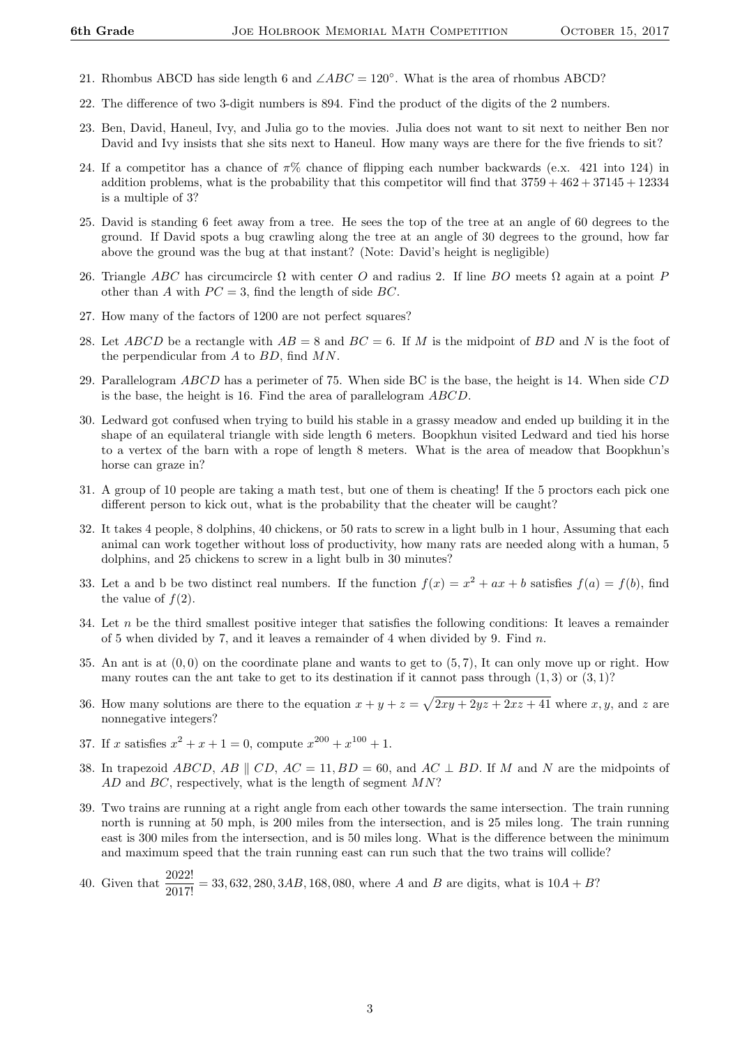21. Rhombus ABCD has side length 6 and $\angle ABC = 120^\circ$. What is the area of rhombus ABCD?

22. The difference of two 3-digit numbers is 894. Find the product of the digits of the 2 numbers.

23. Ben, David, Haneul, Ivy, and Julia go to the movies. Julia does not want to sit next to neither Ben nor David and Ivy insists that she sits next to Haneul. How many ways are there for the five friends to sit?

24. If a competitor has a chance of $\pi\%$ chance of flipping each number backwards (e.x. 421 into 124) in addition problems, what is the probability that this competitor will find that $3759 + 462 + 37145 + 12334$ is a multiple of 3?

25. David is standing 6 feet away from a tree. He sees the top of the tree at an angle of 60 degrees to the ground. If David spots a bug crawling along the tree at an angle of 30 degrees to the ground, how far above the ground was the bug at that instant? (Note: David's height is negligible)

26. Triangle $ABC$ has circumcircle $\Omega$ with center $O$ and radius 2. If line $BO$ meets $\Omega$ again at a point $P$ other than $A$ with $PC = 3$, find the length of side $BC$.

27. How many of the factors of 1200 are not perfect squares?

28. Let $ABCD$ be a rectangle with $AB = 8$ and $BC = 6$. If $M$ is the midpoint of $BD$ and $N$ is the foot of the perpendicular from $A$ to $BD$, find $MN$.

29. Parallelogram $ABCD$ has a perimeter of 75. When side BC is the base, the height is 14. When side $CD$ is the base, the height is 16. Find the area of parallelogram $ABCD$.

30. Ledward got confused when trying to build his stable in a grassy meadow and ended up building it in the shape of an equilateral triangle with side length 6 meters. Boopkhun visited Ledward and tied his horse to a vertex of the barn with a rope of length 8 meters. What is the area of meadow that Boopkhun's horse can graze in?

31. A group of 10 people are taking a math test, but one of them is cheating! If the 5 proctors each pick one different person to kick out, what is the probability that the cheater will be caught?

32. It takes 4 people, 8 dolphins, 40 chickens, or 50 rats to screw in a light bulb in 1 hour, Assuming that each animal can work together without loss of productivity, how many rats are needed along with a human, 5 dolphins, and 25 chickens to screw in a light bulb in 30 minutes?

33. Let a and b be two distinct real numbers. If the function $f(x) = x^2 + ax + b$ satisfies $f(a) = f(b)$, find the value of $f(2)$.

34. Let $n$ be the third smallest positive integer that satisfies the following conditions: It leaves a remainder of 5 when divided by 7, and it leaves a remainder of 4 when divided by 9. Find $n$.

35. An ant is at $(0, 0)$ on the coordinate plane and wants to get to $(5, 7)$, It can only move up or right. How many routes can the ant take to get to its destination if it cannot pass through $(1, 3)$ or $(3, 1)$?

36. How many solutions are there to the equation $x + y + z = \sqrt{2xy + 2yz + 2xz + 41}$ where $x, y,$ and $z$ are nonnegative integers?

37. If $x$ satisfies $x^2 + x + 1 = 0$, compute $x^{200} + x^{100} + 1$.

38. In trapezoid $ABCD$, $AB \parallel CD$, $AC = 11, BD = 60$, and $AC \perp BD$. If $M$ and $N$ are the midpoints of $AD$ and $BC$, respectively, what is the length of segment $MN$?

39. Two trains are running at a right angle from each other towards the same intersection. The train running north is running at 50 mph, is 200 miles from the intersection, and is 25 miles long. The train running east is 300 miles from the intersection, and is 50 miles long. What is the difference between the minimum and maximum speed that the train running east can run such that the two trains will collide?

40. Given that $\dfrac{2022!}{2017!} = 33,632,280,3AB,168,080$, where $A$ and $B$ are digits, what is $10A + B$?